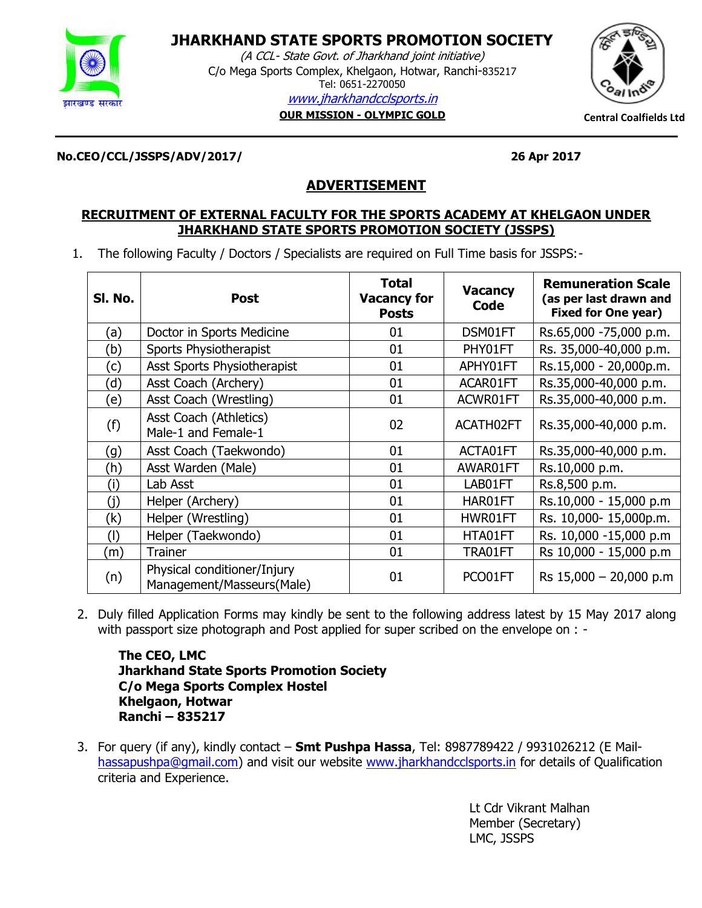# JHARKHAND STATE SPORTS PROMOTION SOCIETY

*(A CCL- State Govt. of Jharkhand joint initiative)*

C/o Mega Sports Complex, Khelgaon, Hotwar, Ranchi-835217

Tel: 0651-2270050

www.jharkhandcclsports.in

**OUR MISSION - OLYMPIC GOLD**

झारखण्ड सरकार

Central Coalfields Ltd

**No.CEO/CCL/JSSPS/ADV/2017/** **26 Apr 2017**

## ADVERTISEMENT

### RECRUITMENT OF EXTERNAL FACULTY FOR THE SPORTS ACADEMY AT KHELGAON UNDER JHARKHAND STATE SPORTS PROMOTION SOCIETY (JSSPS)

1. The following Faculty / Doctors / Specialists are required on Full Time basis for JSSPS:-

| Sl. No. | Post | Total Vacancy for Posts | Vacancy Code | Remuneration Scale (as per last drawn and Fixed for One year) |
|---|---|---|---|---|
| (a) | Doctor in Sports Medicine | 01 | DSM01FT | Rs.65,000 -75,000 p.m. |
| (b) | Sports Physiotherapist | 01 | PHY01FT | Rs. 35,000-40,000 p.m. |
| (c) | Asst Sports Physiotherapist | 01 | APHY01FT | Rs.15,000 - 20,000p.m. |
| (d) | Asst Coach (Archery) | 01 | ACAR01FT | Rs.35,000-40,000 p.m. |
| (e) | Asst Coach (Wrestling) | 01 | ACWR01FT | Rs.35,000-40,000 p.m. |
| (f) | Asst Coach (Athletics) Male-1 and Female-1 | 02 | ACATH02FT | Rs.35,000-40,000 p.m. |
| (g) | Asst Coach (Taekwondo) | 01 | ACTA01FT | Rs.35,000-40,000 p.m. |
| (h) | Asst Warden (Male) | 01 | AWAR01FT | Rs.10,000 p.m. |
| (i) | Lab Asst | 01 | LAB01FT | Rs.8,500 p.m. |
| (j) | Helper (Archery) | 01 | HAR01FT | Rs.10,000 - 15,000 p.m |
| (k) | Helper (Wrestling) | 01 | HWR01FT | Rs. 10,000- 15,000p.m. |
| (l) | Helper (Taekwondo) | 01 | HTA01FT | Rs. 10,000 -15,000 p.m |
| (m) | Trainer | 01 | TRA01FT | Rs 10,000 - 15,000 p.m |
| (n) | Physical conditioner/Injury Management/Masseurs(Male) | 01 | PCO01FT | Rs 15,000 – 20,000 p.m |

2. Duly filled Application Forms may kindly be sent to the following address latest by 15 May 2017 along with passport size photograph and Post applied for super scribed on the envelope on : -

   **The CEO, LMC**
   **Jharkhand State Sports Promotion Society**
   **C/o Mega Sports Complex Hostel**
   **Khelgaon, Hotwar**
   **Ranchi – 835217**

3. For query (if any), kindly contact – **Smt Pushpa Hassa**, Tel: 8987789422 / 9931026212 (E Mail- hassapushpa@gmail.com) and visit our website www.jharkhandcclsports.in for details of Qualification criteria and Experience.

Lt Cdr Vikrant Malhan
Member (Secretary)
LMC, JSSPS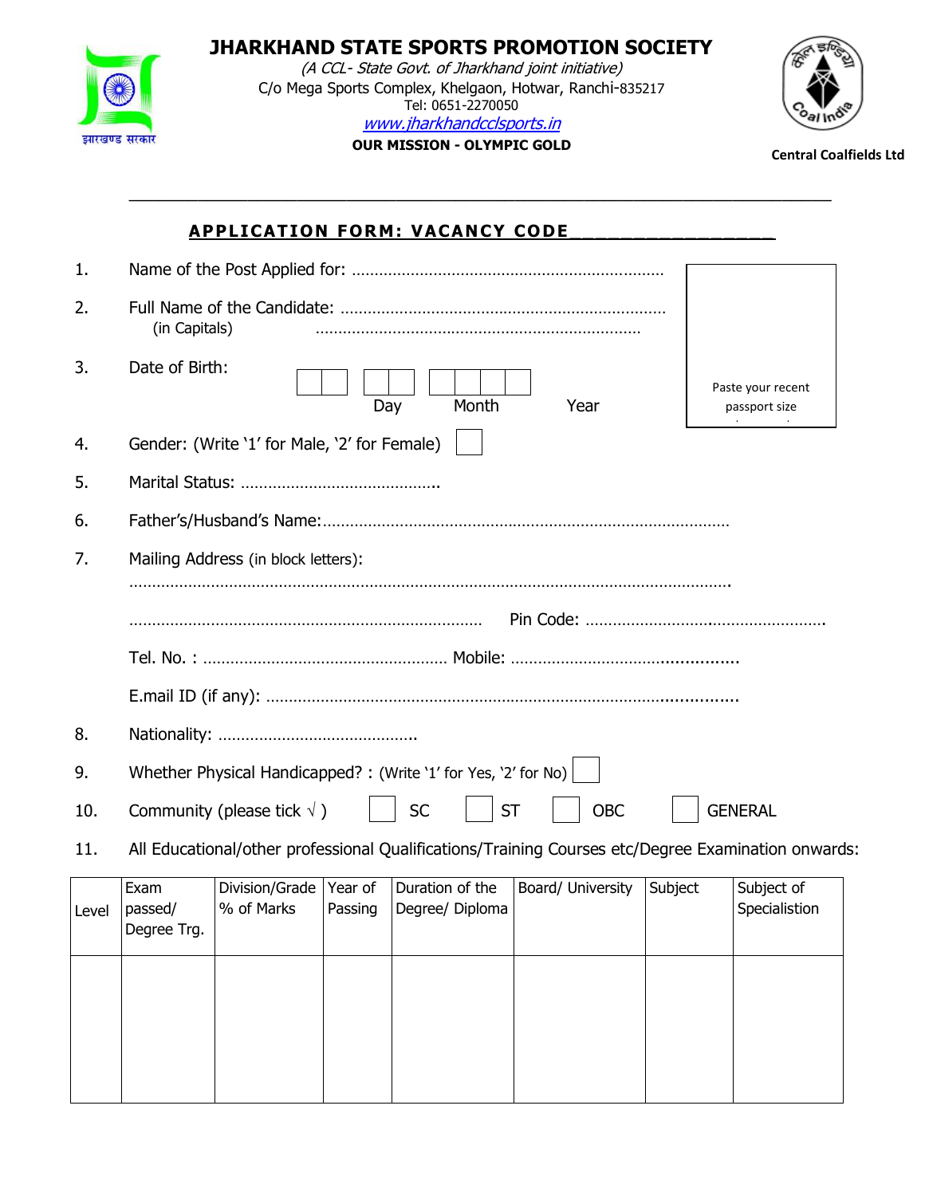# JHARKHAND STATE SPORTS PROMOTION SOCIETY

*(A CCL- State Govt. of Jharkhand joint initiative)*

C/o Mega Sports Complex, Khelgaon, Hotwar, Ranchi-835217

Tel: 0651-2270050

www.jharkhandcclsports.in

**OUR MISSION - OLYMPIC GOLD**

झारखण्ड सरकार

**Central Coalfields Ltd**

---

## APPLICATION FORM: VACANCY CODE__________________

Paste your recent passport size

1. Name of the Post Applied for: ……………………………………………………………

2. Full Name of the Candidate: ………………………………………………………………
   (in Capitals) ………………………………………………………………

3. Date of Birth: [ | ] [ | ] [ | | | ]
   Day Month Year

4. Gender: (Write '1' for Male, '2' for Female) [ ]

5. Marital Status: ……………………………………..

6. Father's/Husband's Name:………………………………………………………………………………

7. Mailing Address (in block letters):
   ……………………………………………………………………………………………………………………….
   ……………………………………………………………………… Pin Code: ……………………………………………….
   Tel. No. : ……………………………………………… Mobile: ……………………………………………..
   E.mail ID (if any): ………………………………………………………………………………………….

8. Nationality: ……………………………………..

9. Whether Physical Handicapped? : (Write '1' for Yes, '2' for No) [ ]

10. Community (please tick √ ) [ ] SC [ ] ST [ ] OBC [ ] GENERAL

11. All Educational/other professional Qualifications/Training Courses etc/Degree Examination onwards:

| Level | Exam passed/ Degree Trg. | Division/Grade % of Marks | Year of Passing | Duration of the Degree/ Diploma | Board/ University | Subject | Subject of Specialistion |
|---|---|---|---|---|---|---|---|
| | | | | | | | |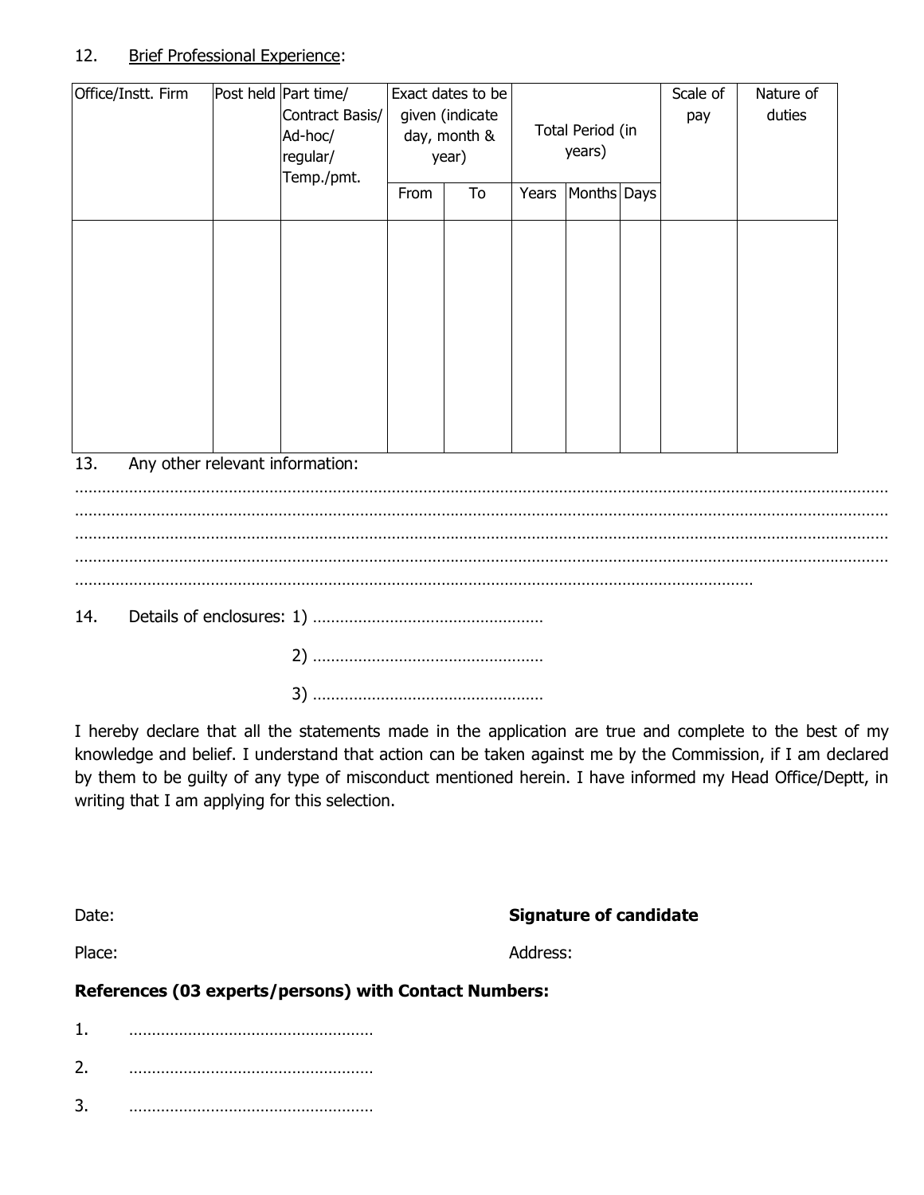12. Brief Professional Experience:

| Office/Instt. Firm | Post held | Part time/ Contract Basis/ Ad-hoc/ regular/ Temp./pmt. | Exact dates to be given (indicate day, month & year) | | Total Period (in years) | | | Scale of pay | Nature of duties |
|---|---|---|---|---|---|---|---|---|---|
| | | | From | To | Years | Months | Days | | |
| | | | | | | | | | |

13. Any other relevant information:

…………………………………………………………………………………………………………………………………………………………………
…………………………………………………………………………………………………………………………………………………………………
…………………………………………………………………………………………………………………………………………………………………
…………………………………………………………………………………………………………………………………………………………………
……………………………………………………………………………………………………………………………………………

14. Details of enclosures: 1) ……………………………………………

2) ……………………………………………

3) ……………………………………………

I hereby declare that all the statements made in the application are true and complete to the best of my knowledge and belief. I understand that action can be taken against me by the Commission, if I am declared by them to be guilty of any type of misconduct mentioned herein. I have informed my Head Office/Deptt, in writing that I am applying for this selection.

Date: **Signature of candidate**

Place: Address:

**References (03 experts/persons) with Contact Numbers:**

1. ………………………………………………
2. ………………………………………………
3. ………………………………………………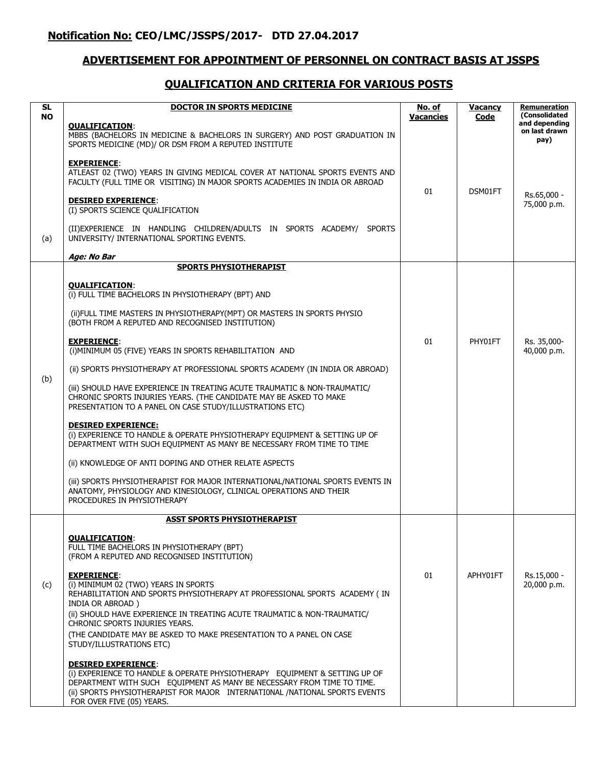## Notification No: CEO/LMC/JSSPS/2017- DTD 27.04.2017

## ADVERTISEMENT FOR APPOINTMENT OF PERSONNEL ON CONTRACT BASIS AT JSSPS

## QUALIFICATION AND CRITERIA FOR VARIOUS POSTS

| SL NO | DOCTOR IN SPORTS MEDICINE | No. of Vacancies | Vacancy Code | Remuneration (Consolidated and depending on last drawn pay) |
|---|---|---|---|---|
| (a) | **QUALIFICATION**: MBBS (BACHELORS IN MEDICINE & BACHELORS IN SURGERY) AND POST GRADUATION IN SPORTS MEDICINE (MD)/ OR DSM FROM A REPUTED INSTITUTE<br><br>**EXPERIENCE**: ATLEAST 02 (TWO) YEARS IN GIVING MEDICAL COVER AT NATIONAL SPORTS EVENTS AND FACULTY (FULL TIME OR VISITING) IN MAJOR SPORTS ACADEMIES IN INDIA OR ABROAD<br><br>**DESIRED EXPERIENCE**: (I) SPORTS SCIENCE QUALIFICATION<br><br>(II)EXPERIENCE IN HANDLING CHILDREN/ADULTS IN SPORTS ACADEMY/ SPORTS UNIVERSITY/ INTERNATIONAL SPORTING EVENTS.<br><br>*Age: No Bar* | 01 | DSM01FT | Rs.65,000 - 75,000 p.m. |
| (b) | **SPORTS PHYSIOTHERAPIST**<br><br>**QUALIFICATION**: (i) FULL TIME BACHELORS IN PHYSIOTHERAPY (BPT) AND<br><br>(ii)FULL TIME MASTERS IN PHYSIOTHERAPY(MPT) OR MASTERS IN SPORTS PHYSIO (BOTH FROM A REPUTED AND RECOGNISED INSTITUTION)<br><br>**EXPERIENCE**: (i)MINIMUM 05 (FIVE) YEARS IN SPORTS REHABILITATION AND<br><br>(ii) SPORTS PHYSIOTHERAPY AT PROFESSIONAL SPORTS ACADEMY (IN INDIA OR ABROAD)<br><br>(iii) SHOULD HAVE EXPERIENCE IN TREATING ACUTE TRAUMATIC & NON-TRAUMATIC/ CHRONIC SPORTS INJURIES YEARS. (THE CANDIDATE MAY BE ASKED TO MAKE PRESENTATION TO A PANEL ON CASE STUDY/ILLUSTRATIONS ETC)<br><br>**DESIRED EXPERIENCE:** (i) EXPERIENCE TO HANDLE & OPERATE PHYSIOTHERAPY EQUIPMENT & SETTING UP OF DEPARTMENT WITH SUCH EQUIPMENT AS MANY BE NECESSARY FROM TIME TO TIME<br><br>(ii) KNOWLEDGE OF ANTI DOPING AND OTHER RELATE ASPECTS<br><br>(iii) SPORTS PHYSIOTHERAPIST FOR MAJOR INTERNATIONAL/NATIONAL SPORTS EVENTS IN ANATOMY, PHYSIOLOGY AND KINESIOLOGY, CLINICAL OPERATIONS AND THEIR PROCEDURES IN PHYSIOTHERAPY | 01 | PHY01FT | Rs. 35,000- 40,000 p.m. |
| (c) | **ASST SPORTS PHYSIOTHERAPIST**<br><br>**QUALIFICATION**: FULL TIME BACHELORS IN PHYSIOTHERAPY (BPT) (FROM A REPUTED AND RECOGNISED INSTITUTION)<br><br>**EXPERIENCE**: (i) MINIMUM 02 (TWO) YEARS IN SPORTS REHABILITATION AND SPORTS PHYSIOTHERAPY AT PROFESSIONAL SPORTS ACADEMY ( IN INDIA OR ABROAD )<br>(ii) SHOULD HAVE EXPERIENCE IN TREATING ACUTE TRAUMATIC & NON-TRAUMATIC/ CHRONIC SPORTS INJURIES YEARS.<br>(THE CANDIDATE MAY BE ASKED TO MAKE PRESENTATION TO A PANEL ON CASE STUDY/ILLUSTRATIONS ETC)<br><br>**DESIRED EXPERIENCE**: (i) EXPERIENCE TO HANDLE & OPERATE PHYSIOTHERAPY EQUIPMENT & SETTING UP OF DEPARTMENT WITH SUCH EQUIPMENT AS MANY BE NECESSARY FROM TIME TO TIME.<br>(ii) SPORTS PHYSIOTHERAPIST FOR MAJOR INTERNATI0NAL /NATIONAL SPORTS EVENTS FOR OVER FIVE (05) YEARS. | 01 | APHY01FT | Rs.15,000 - 20,000 p.m. |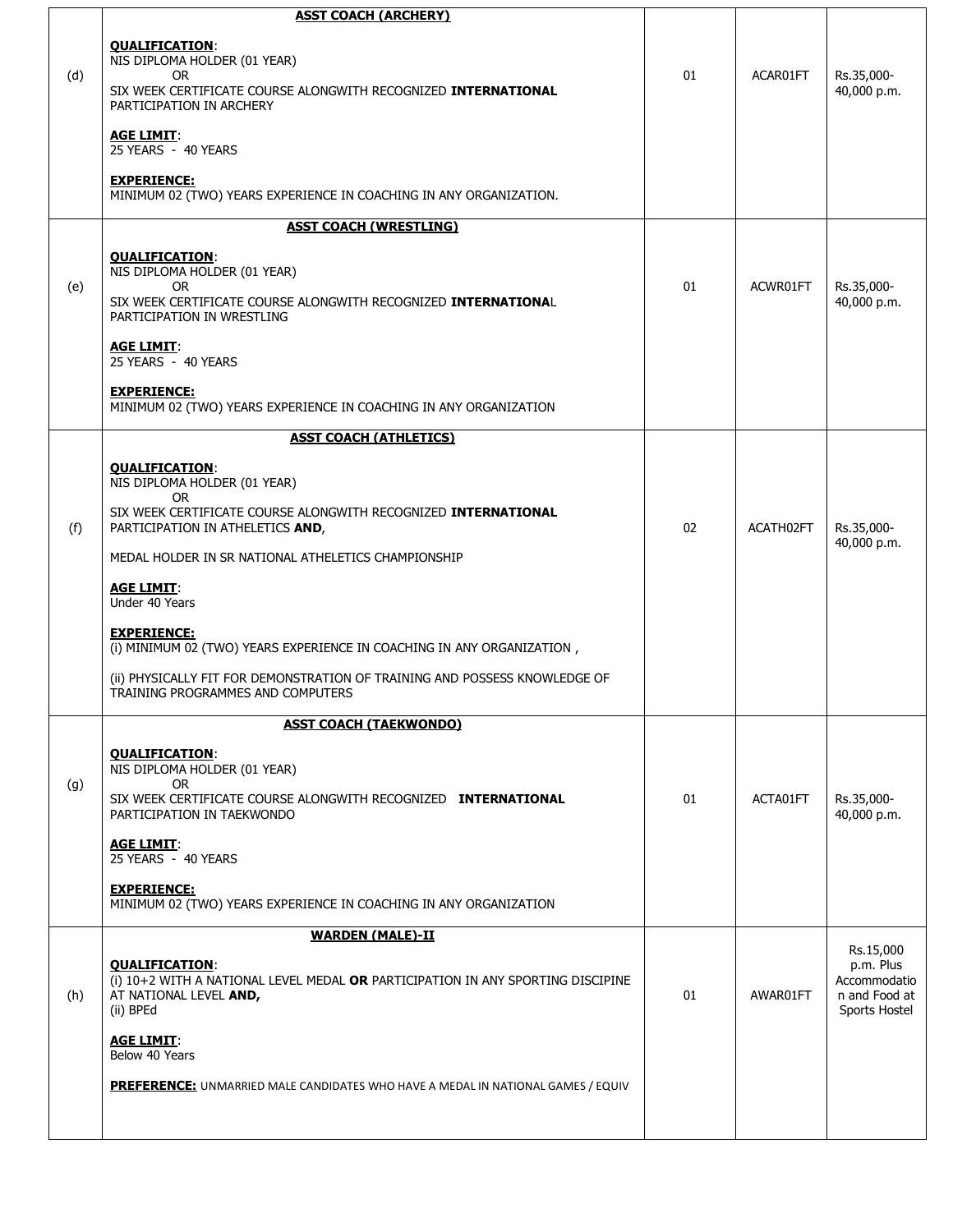| | | | | |
|---|---|---|---|---|
| (d) | **ASST COACH (ARCHERY)**<br><br>**QUALIFICATION**:<br>NIS DIPLOMA HOLDER (01 YEAR)<br>OR<br>SIX WEEK CERTIFICATE COURSE ALONGWITH RECOGNIZED **INTERNATIONAL** PARTICIPATION IN ARCHERY<br><br>**AGE LIMIT**:<br>25 YEARS - 40 YEARS<br><br>**EXPERIENCE:**<br>MINIMUM 02 (TWO) YEARS EXPERIENCE IN COACHING IN ANY ORGANIZATION. | 01 | ACAR01FT | Rs.35,000-40,000 p.m. |
| (e) | **ASST COACH (WRESTLING)**<br><br>**QUALIFICATION**:<br>NIS DIPLOMA HOLDER (01 YEAR)<br>OR<br>SIX WEEK CERTIFICATE COURSE ALONGWITH RECOGNIZED **INTERNATIONA**L PARTICIPATION IN WRESTLING<br><br>**AGE LIMIT**:<br>25 YEARS - 40 YEARS<br><br>**EXPERIENCE:**<br>MINIMUM 02 (TWO) YEARS EXPERIENCE IN COACHING IN ANY ORGANIZATION | 01 | ACWR01FT | Rs.35,000-40,000 p.m. |
| (f) | **ASST COACH (ATHLETICS)**<br><br>**QUALIFICATION**:<br>NIS DIPLOMA HOLDER (01 YEAR)<br>OR<br>SIX WEEK CERTIFICATE COURSE ALONGWITH RECOGNIZED **INTERNATIONAL** PARTICIPATION IN ATHELETICS **AND**,<br><br>MEDAL HOLDER IN SR NATIONAL ATHELETICS CHAMPIONSHIP<br><br>**AGE LIMIT**:<br>Under 40 Years<br><br>**EXPERIENCE:**<br>(i) MINIMUM 02 (TWO) YEARS EXPERIENCE IN COACHING IN ANY ORGANIZATION ,<br><br>(ii) PHYSICALLY FIT FOR DEMONSTRATION OF TRAINING AND POSSESS KNOWLEDGE OF TRAINING PROGRAMMES AND COMPUTERS | 02 | ACATH02FT | Rs.35,000-40,000 p.m. |
| (g) | **ASST COACH (TAEKWONDO)**<br><br>**QUALIFICATION**:<br>NIS DIPLOMA HOLDER (01 YEAR)<br>OR<br>SIX WEEK CERTIFICATE COURSE ALONGWITH RECOGNIZED **INTERNATIONAL** PARTICIPATION IN TAEKWONDO<br><br>**AGE LIMIT**:<br>25 YEARS - 40 YEARS<br><br>**EXPERIENCE:**<br>MINIMUM 02 (TWO) YEARS EXPERIENCE IN COACHING IN ANY ORGANIZATION | 01 | ACTA01FT | Rs.35,000-40,000 p.m. |
| (h) | **WARDEN (MALE)-II**<br><br>**QUALIFICATION**:<br>(i) 10+2 WITH A NATIONAL LEVEL MEDAL **OR** PARTICIPATION IN ANY SPORTING DISCIPINE AT NATIONAL LEVEL **AND,**<br>(ii) BPEd<br><br>**AGE LIMIT**:<br>Below 40 Years<br><br>**PREFERENCE:** UNMARRIED MALE CANDIDATES WHO HAVE A MEDAL IN NATIONAL GAMES / EQUIV | 01 | AWAR01FT | Rs.15,000 p.m. Plus Accommodation and Food at Sports Hostel |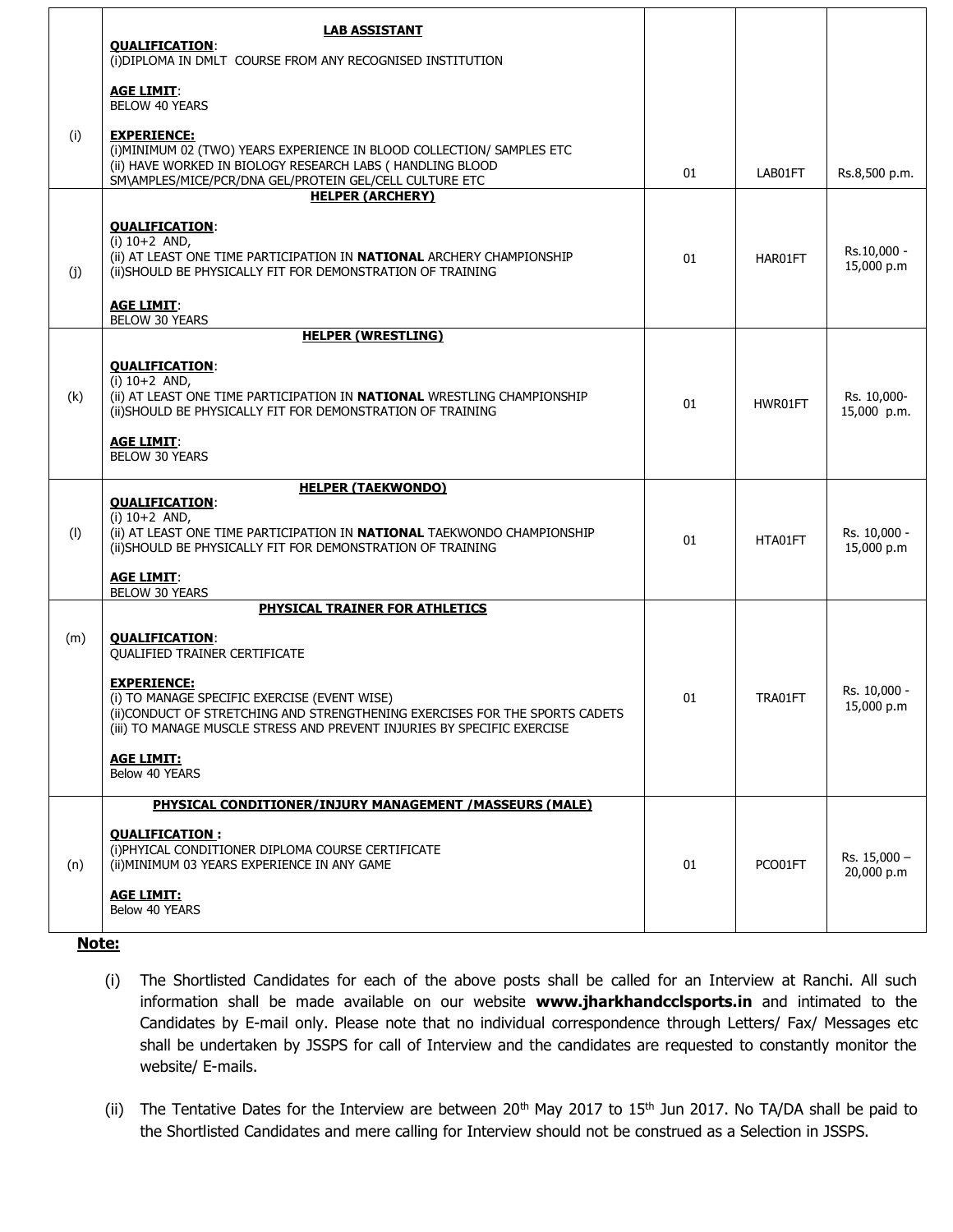| | | | | |
|---|---|---|---|---|
| (i) | **LAB ASSISTANT**<br>**QUALIFICATION**:<br>(i)DIPLOMA IN DMLT COURSE FROM ANY RECOGNISED INSTITUTION<br><br>**AGE LIMIT**:<br>BELOW 40 YEARS<br><br>**EXPERIENCE:**<br>(i)MINIMUM 02 (TWO) YEARS EXPERIENCE IN BLOOD COLLECTION/ SAMPLES ETC<br>(ii) HAVE WORKED IN BIOLOGY RESEARCH LABS ( HANDLING BLOOD SM\AMPLES/MICE/PCR/DNA GEL/PROTEIN GEL/CELL CULTURE ETC | 01 | LAB01FT | Rs.8,500 p.m. |
| (j) | **HELPER (ARCHERY)**<br><br>**QUALIFICATION**:<br>(i) 10+2 AND,<br>(ii) AT LEAST ONE TIME PARTICIPATION IN **NATIONAL** ARCHERY CHAMPIONSHIP<br>(ii)SHOULD BE PHYSICALLY FIT FOR DEMONSTRATION OF TRAINING<br><br>**AGE LIMIT**:<br>BELOW 30 YEARS | 01 | HAR01FT | Rs.10,000 - 15,000 p.m |
| (k) | **HELPER (WRESTLING)**<br><br>**QUALIFICATION**:<br>(i) 10+2 AND,<br>(ii) AT LEAST ONE TIME PARTICIPATION IN **NATIONAL** WRESTLING CHAMPIONSHIP<br>(ii)SHOULD BE PHYSICALLY FIT FOR DEMONSTRATION OF TRAINING<br><br>**AGE LIMIT**:<br>BELOW 30 YEARS | 01 | HWR01FT | Rs. 10,000- 15,000 p.m. |
| (l) | **HELPER (TAEKWONDO)**<br>**QUALIFICATION**:<br>(i) 10+2 AND,<br>(ii) AT LEAST ONE TIME PARTICIPATION IN **NATIONAL** TAEKWONDO CHAMPIONSHIP<br>(ii)SHOULD BE PHYSICALLY FIT FOR DEMONSTRATION OF TRAINING<br><br>**AGE LIMIT**:<br>BELOW 30 YEARS | 01 | HTA01FT | Rs. 10,000 - 15,000 p.m |
| (m) | **PHYSICAL TRAINER FOR ATHLETICS**<br><br>**QUALIFICATION**:<br>QUALIFIED TRAINER CERTIFICATE<br><br>**EXPERIENCE:**<br>(i) TO MANAGE SPECIFIC EXERCISE (EVENT WISE)<br>(ii)CONDUCT OF STRETCHING AND STRENGTHENING EXERCISES FOR THE SPORTS CADETS<br>(iii) TO MANAGE MUSCLE STRESS AND PREVENT INJURIES BY SPECIFIC EXERCISE<br><br>**AGE LIMIT:**<br>Below 40 YEARS | 01 | TRA01FT | Rs. 10,000 - 15,000 p.m |
| (n) | **PHYSICAL CONDITIONER/INJURY MANAGEMENT /MASSEURS (MALE)**<br><br>**QUALIFICATION :**<br>(i)PHYICAL CONDITIONER DIPLOMA COURSE CERTIFICATE<br>(ii)MINIMUM 03 YEARS EXPERIENCE IN ANY GAME<br><br>**AGE LIMIT:**<br>Below 40 YEARS | 01 | PCO01FT | Rs. 15,000 – 20,000 p.m |

**Note:**

(i) The Shortlisted Candidates for each of the above posts shall be called for an Interview at Ranchi. All such information shall be made available on our website **www.jharkhandcclsports.in** and intimated to the Candidates by E-mail only. Please note that no individual correspondence through Letters/ Fax/ Messages etc shall be undertaken by JSSPS for call of Interview and the candidates are requested to constantly monitor the website/ E-mails.

(ii) The Tentative Dates for the Interview are between 20th May 2017 to 15th Jun 2017. No TA/DA shall be paid to the Shortlisted Candidates and mere calling for Interview should not be construed as a Selection in JSSPS.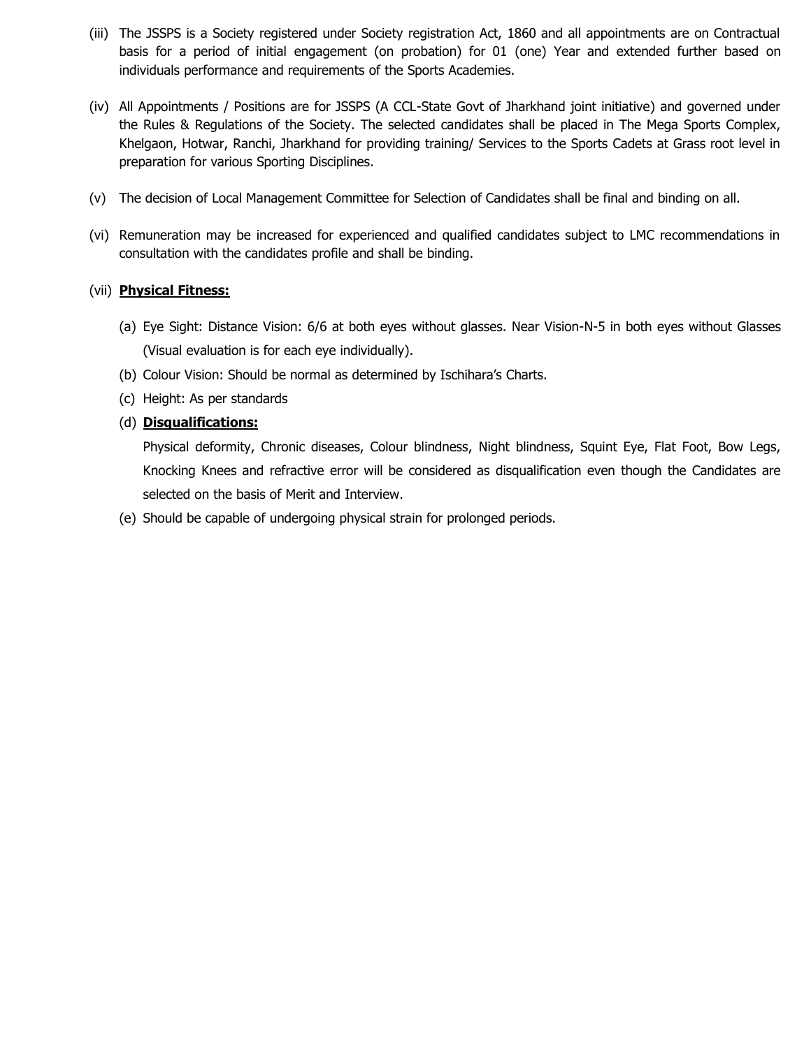(iii) The JSSPS is a Society registered under Society registration Act, 1860 and all appointments are on Contractual basis for a period of initial engagement (on probation) for 01 (one) Year and extended further based on individuals performance and requirements of the Sports Academies.

(iv) All Appointments / Positions are for JSSPS (A CCL-State Govt of Jharkhand joint initiative) and governed under the Rules & Regulations of the Society. The selected candidates shall be placed in The Mega Sports Complex, Khelgaon, Hotwar, Ranchi, Jharkhand for providing training/ Services to the Sports Cadets at Grass root level in preparation for various Sporting Disciplines.

(v) The decision of Local Management Committee for Selection of Candidates shall be final and binding on all.

(vi) Remuneration may be increased for experienced and qualified candidates subject to LMC recommendations in consultation with the candidates profile and shall be binding.

(vii) **Physical Fitness:**

(a) Eye Sight: Distance Vision: 6/6 at both eyes without glasses. Near Vision-N-5 in both eyes without Glasses (Visual evaluation is for each eye individually).

(b) Colour Vision: Should be normal as determined by Ischihara's Charts.

(c) Height: As per standards

(d) **Disqualifications:**

Physical deformity, Chronic diseases, Colour blindness, Night blindness, Squint Eye, Flat Foot, Bow Legs, Knocking Knees and refractive error will be considered as disqualification even though the Candidates are selected on the basis of Merit and Interview.

(e) Should be capable of undergoing physical strain for prolonged periods.